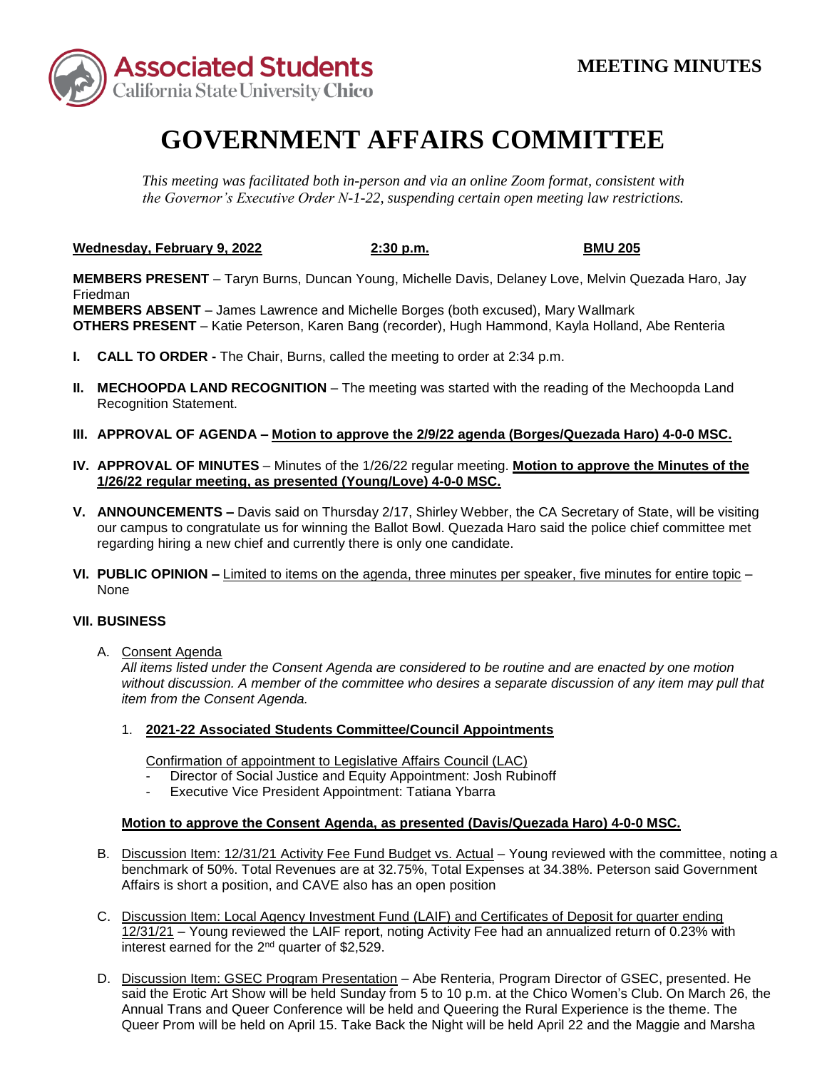**Associated Students**
California State University **Chico**

**MEETING MINUTES**

# GOVERNMENT AFFAIRS COMMITTEE

*This meeting was facilitated both in-person and via an online Zoom format, consistent with the Governor's Executive Order N-1-22, suspending certain open meeting law restrictions.*

**Wednesday, February 9, 2022** **2:30 p.m.** **BMU 205**

**MEMBERS PRESENT** – Taryn Burns, Duncan Young, Michelle Davis, Delaney Love, Melvin Quezada Haro, Jay Friedman
**MEMBERS ABSENT** – James Lawrence and Michelle Borges (both excused), Mary Wallmark
**OTHERS PRESENT** – Katie Peterson, Karen Bang (recorder), Hugh Hammond, Kayla Holland, Abe Renteria

**I. CALL TO ORDER -** The Chair, Burns, called the meeting to order at 2:34 p.m.

**II. MECHOOPDA LAND RECOGNITION** – The meeting was started with the reading of the Mechoopda Land Recognition Statement.

**III. APPROVAL OF AGENDA – Motion to approve the 2/9/22 agenda (Borges/Quezada Haro) 4-0-0 MSC.**

**IV. APPROVAL OF MINUTES** – Minutes of the 1/26/22 regular meeting. **Motion to approve the Minutes of the 1/26/22 regular meeting, as presented (Young/Love) 4-0-0 MSC.**

**V. ANNOUNCEMENTS –** Davis said on Thursday 2/17, Shirley Webber, the CA Secretary of State, will be visiting our campus to congratulate us for winning the Ballot Bowl. Quezada Haro said the police chief committee met regarding hiring a new chief and currently there is only one candidate.

**VI. PUBLIC OPINION –** Limited to items on the agenda, three minutes per speaker, five minutes for entire topic – None

**VII. BUSINESS**

A. Consent Agenda
*All items listed under the Consent Agenda are considered to be routine and are enacted by one motion without discussion. A member of the committee who desires a separate discussion of any item may pull that item from the Consent Agenda.*

1. **2021-22 Associated Students Committee/Council Appointments**

Confirmation of appointment to Legislative Affairs Council (LAC)
- Director of Social Justice and Equity Appointment: Josh Rubinoff
- Executive Vice President Appointment: Tatiana Ybarra

**Motion to approve the Consent Agenda, as presented (Davis/Quezada Haro) 4-0-0 MSC.**

B. Discussion Item: 12/31/21 Activity Fee Fund Budget vs. Actual – Young reviewed with the committee, noting a benchmark of 50%. Total Revenues are at 32.75%, Total Expenses at 34.38%. Peterson said Government Affairs is short a position, and CAVE also has an open position

C. Discussion Item: Local Agency Investment Fund (LAIF) and Certificates of Deposit for quarter ending 12/31/21 – Young reviewed the LAIF report, noting Activity Fee had an annualized return of 0.23% with interest earned for the 2nd quarter of $2,529.

D. Discussion Item: GSEC Program Presentation – Abe Renteria, Program Director of GSEC, presented. He said the Erotic Art Show will be held Sunday from 5 to 10 p.m. at the Chico Women's Club. On March 26, the Annual Trans and Queer Conference will be held and Queering the Rural Experience is the theme. The Queer Prom will be held on April 15. Take Back the Night will be held April 22 and the Maggie and Marsha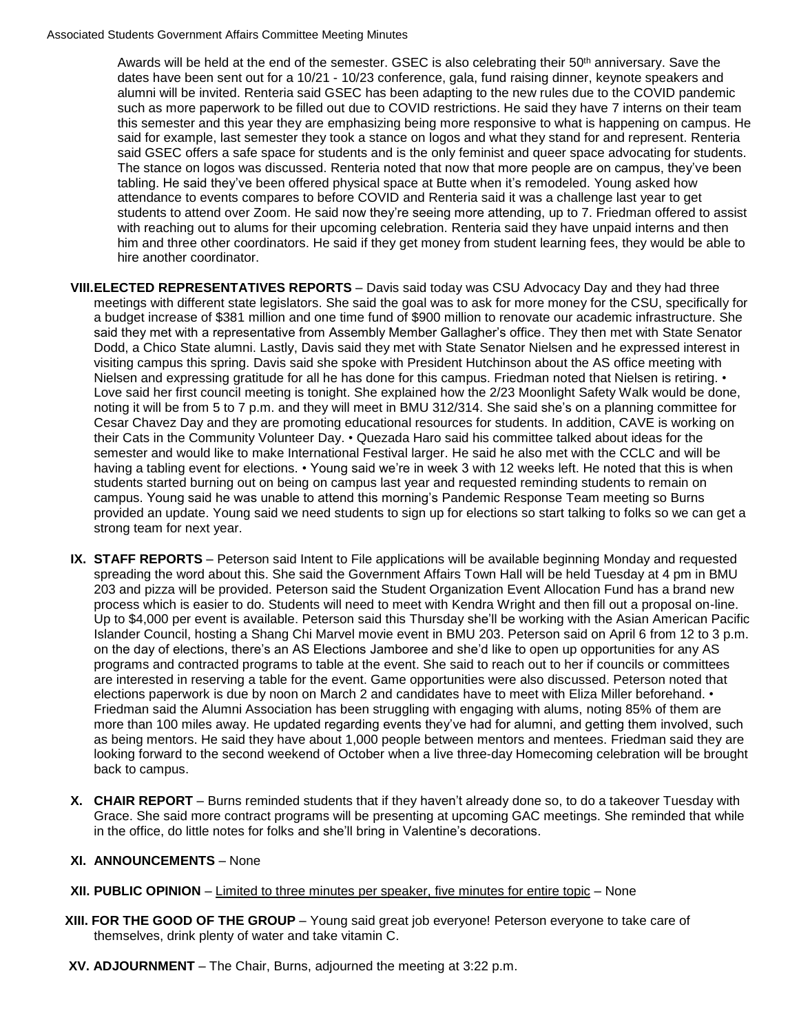Awards will be held at the end of the semester. GSEC is also celebrating their 50th anniversary. Save the dates have been sent out for a 10/21 - 10/23 conference, gala, fund raising dinner, keynote speakers and alumni will be invited. Renteria said GSEC has been adapting to the new rules due to the COVID pandemic such as more paperwork to be filled out due to COVID restrictions. He said they have 7 interns on their team this semester and this year they are emphasizing being more responsive to what is happening on campus. He said for example, last semester they took a stance on logos and what they stand for and represent. Renteria said GSEC offers a safe space for students and is the only feminist and queer space advocating for students. The stance on logos was discussed. Renteria noted that now that more people are on campus, they've been tabling. He said they've been offered physical space at Butte when it's remodeled. Young asked how attendance to events compares to before COVID and Renteria said it was a challenge last year to get students to attend over Zoom. He said now they're seeing more attending, up to 7. Friedman offered to assist with reaching out to alums for their upcoming celebration. Renteria said they have unpaid interns and then him and three other coordinators. He said if they get money from student learning fees, they would be able to hire another coordinator.

**VIII. ELECTED REPRESENTATIVES REPORTS** – Davis said today was CSU Advocacy Day and they had three meetings with different state legislators. She said the goal was to ask for more money for the CSU, specifically for a budget increase of $381 million and one time fund of $900 million to renovate our academic infrastructure. She said they met with a representative from Assembly Member Gallagher's office. They then met with State Senator Dodd, a Chico State alumni. Lastly, Davis said they met with State Senator Nielsen and he expressed interest in visiting campus this spring. Davis said she spoke with President Hutchinson about the AS office meeting with Nielsen and expressing gratitude for all he has done for this campus. Friedman noted that Nielsen is retiring. • Love said her first council meeting is tonight. She explained how the 2/23 Moonlight Safety Walk would be done, noting it will be from 5 to 7 p.m. and they will meet in BMU 312/314. She said she's on a planning committee for Cesar Chavez Day and they are promoting educational resources for students. In addition, CAVE is working on their Cats in the Community Volunteer Day. • Quezada Haro said his committee talked about ideas for the semester and would like to make International Festival larger. He said he also met with the CCLC and will be having a tabling event for elections. • Young said we're in week 3 with 12 weeks left. He noted that this is when students started burning out on being on campus last year and requested reminding students to remain on campus. Young said he was unable to attend this morning's Pandemic Response Team meeting so Burns provided an update. Young said we need students to sign up for elections so start talking to folks so we can get a strong team for next year.

**IX. STAFF REPORTS** – Peterson said Intent to File applications will be available beginning Monday and requested spreading the word about this. She said the Government Affairs Town Hall will be held Tuesday at 4 pm in BMU 203 and pizza will be provided. Peterson said the Student Organization Event Allocation Fund has a brand new process which is easier to do. Students will need to meet with Kendra Wright and then fill out a proposal on-line. Up to $4,000 per event is available. Peterson said this Thursday she'll be working with the Asian American Pacific Islander Council, hosting a Shang Chi Marvel movie event in BMU 203. Peterson said on April 6 from 12 to 3 p.m. on the day of elections, there's an AS Elections Jamboree and she'd like to open up opportunities for any AS programs and contracted programs to table at the event. She said to reach out to her if councils or committees are interested in reserving a table for the event. Game opportunities were also discussed. Peterson noted that elections paperwork is due by noon on March 2 and candidates have to meet with Eliza Miller beforehand. • Friedman said the Alumni Association has been struggling with engaging with alums, noting 85% of them are more than 100 miles away. He updated regarding events they've had for alumni, and getting them involved, such as being mentors. He said they have about 1,000 people between mentors and mentees. Friedman said they are looking forward to the second weekend of October when a live three-day Homecoming celebration will be brought back to campus.

**X. CHAIR REPORT** – Burns reminded students that if they haven't already done so, to do a takeover Tuesday with Grace. She said more contract programs will be presenting at upcoming GAC meetings. She reminded that while in the office, do little notes for folks and she'll bring in Valentine's decorations.

**XI. ANNOUNCEMENTS** – None

**XII. PUBLIC OPINION** – Limited to three minutes per speaker, five minutes for entire topic – None

**XIII. FOR THE GOOD OF THE GROUP** – Young said great job everyone! Peterson everyone to take care of themselves, drink plenty of water and take vitamin C.

**XV. ADJOURNMENT** – The Chair, Burns, adjourned the meeting at 3:22 p.m.